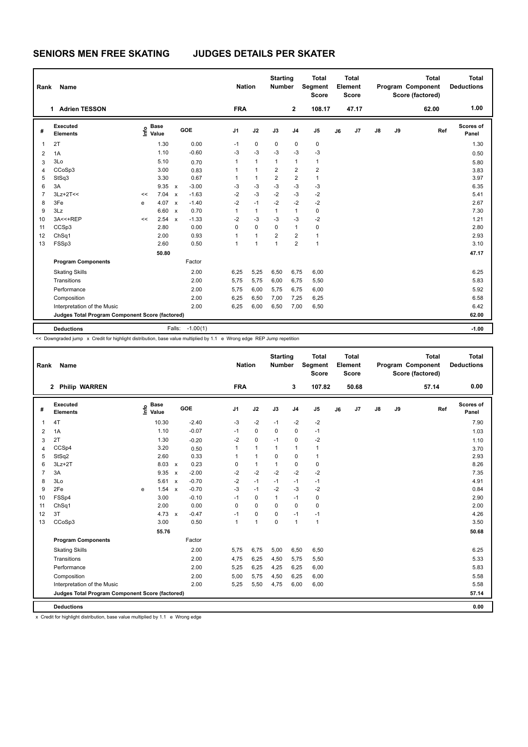# SENIORS MEN FREE SKATING JUDGES DETAILS PER SKATER

| Rank | Name | Nation | Starting Number | Total Segment Score | Total Element Score | Total Program Component Score (factored) | Total Deductions |
|---|---|---|---|---|---|---|---|
| 1 | Adrien TESSON | FRA | 2 | 108.17 | 47.17 | 62.00 | 1.00 |

| # | Executed Elements | Info | Base Value | | GOE | J1 | J2 | J3 | J4 | J5 | J6 | J7 | J8 | J9 | Ref | Scores of Panel |
|---|---|---|---|---|---|---|---|---|---|---|---|---|---|---|---|---|
| 1 | 2T | | 1.30 | | 0.00 | -1 | 0 | 0 | 0 | 0 | | | | | | 1.30 |
| 2 | 1A | | 1.10 | | -0.60 | -3 | -3 | -3 | -3 | -3 | | | | | | 0.50 |
| 3 | 3Lo | | 5.10 | | 0.70 | 1 | 1 | 1 | 1 | 1 | | | | | | 5.80 |
| 4 | CCoSp3 | | 3.00 | | 0.83 | 1 | 1 | 2 | 2 | 2 | | | | | | 3.83 |
| 5 | StSq3 | | 3.30 | | 0.67 | 1 | 1 | 2 | 2 | 1 | | | | | | 3.97 |
| 6 | 3A | | 9.35 | x | -3.00 | -3 | -3 | -3 | -3 | -3 | | | | | | 6.35 |
| 7 | 3Lz+2T<< | << | 7.04 | x | -1.63 | -2 | -3 | -2 | -3 | -2 | | | | | | 5.41 |
| 8 | 3Fe | e | 4.07 | x | -1.40 | -2 | -1 | -2 | -2 | -2 | | | | | | 2.67 |
| 9 | 3Lz | | 6.60 | x | 0.70 | 1 | 1 | 1 | 1 | 0 | | | | | | 7.30 |
| 10 | 3A<<+REP | << | 2.54 | x | -1.33 | -2 | -3 | -3 | -3 | -2 | | | | | | 1.21 |
| 11 | CCSp3 | | 2.80 | | 0.00 | 0 | 0 | 0 | 1 | 0 | | | | | | 2.80 |
| 12 | ChSq1 | | 2.00 | | 0.93 | 1 | 1 | 2 | 2 | 1 | | | | | | 2.93 |
| 13 | FSSp3 | | 2.60 | | 0.50 | 1 | 1 | 1 | 2 | 1 | | | | | | 3.10 |
| | | | 50.80 | | | | | | | | | | | | | 47.17 |
| | **Program Components** | | | | Factor | | | | | | | | | | | |
| | Skating Skills | | | | 2.00 | 6,25 | 5,25 | 6,50 | 6,75 | 6,00 | | | | | | 6.25 |
| | Transitions | | | | 2.00 | 5,75 | 5,75 | 6,00 | 6,75 | 5,50 | | | | | | 5.83 |
| | Performance | | | | 2.00 | 5,75 | 6,00 | 5,75 | 6,75 | 6,00 | | | | | | 5.92 |
| | Composition | | | | 2.00 | 6,25 | 6,50 | 7,00 | 7,25 | 6,25 | | | | | | 6.58 |
| | Interpretation of the Music | | | | 2.00 | 6,25 | 6,00 | 6,50 | 7,00 | 6,50 | | | | | | 6.42 |
| | **Judges Total Program Component Score (factored)** | | | | | | | | | | | | | | | 62.00 |
| | **Deductions** | | | Falls: | -1.00(1) | | | | | | | | | | | -1.00 |

<< Downgraded jump x Credit for highlight distribution, base value multiplied by 1.1 e Wrong edge REP Jump repetition

| Rank | Name | Nation | Starting Number | Total Segment Score | Total Element Score | Total Program Component Score (factored) | Total Deductions |
|---|---|---|---|---|---|---|---|
| 2 | Philip WARREN | FRA | 3 | 107.82 | 50.68 | 57.14 | 0.00 |

| # | Executed Elements | Info | Base Value | | GOE | J1 | J2 | J3 | J4 | J5 | J6 | J7 | J8 | J9 | Ref | Scores of Panel |
|---|---|---|---|---|---|---|---|---|---|---|---|---|---|---|---|---|
| 1 | 4T | | 10.30 | | -2.40 | -3 | -2 | -1 | -2 | -2 | | | | | | 7.90 |
| 2 | 1A | | 1.10 | | -0.07 | -1 | 0 | 0 | 0 | -1 | | | | | | 1.03 |
| 3 | 2T | | 1.30 | | -0.20 | -2 | 0 | -1 | 0 | -2 | | | | | | 1.10 |
| 4 | CCSp4 | | 3.20 | | 0.50 | 1 | 1 | 1 | 1 | 1 | | | | | | 3.70 |
| 5 | StSq2 | | 2.60 | | 0.33 | 1 | 1 | 0 | 0 | 1 | | | | | | 2.93 |
| 6 | 3Lz+2T | | 8.03 | x | 0.23 | 0 | 1 | 1 | 0 | 0 | | | | | | 8.26 |
| 7 | 3A | | 9.35 | x | -2.00 | -2 | -2 | -2 | -2 | -2 | | | | | | 7.35 |
| 8 | 3Lo | | 5.61 | x | -0.70 | -2 | -1 | -1 | -1 | -1 | | | | | | 4.91 |
| 9 | 2Fe | e | 1.54 | x | -0.70 | -3 | -1 | -2 | -3 | -2 | | | | | | 0.84 |
| 10 | FSSp4 | | 3.00 | | -0.10 | -1 | 0 | 1 | -1 | 0 | | | | | | 2.90 |
| 11 | ChSq1 | | 2.00 | | 0.00 | 0 | 0 | 0 | 0 | 0 | | | | | | 2.00 |
| 12 | 3T | | 4.73 | x | -0.47 | -1 | 0 | 0 | -1 | -1 | | | | | | 4.26 |
| 13 | CCoSp3 | | 3.00 | | 0.50 | 1 | 1 | 0 | 1 | 1 | | | | | | 3.50 |
| | | | 55.76 | | | | | | | | | | | | | 50.68 |
| | **Program Components** | | | | Factor | | | | | | | | | | | |
| | Skating Skills | | | | 2.00 | 5,75 | 6,75 | 5,00 | 6,50 | 6,50 | | | | | | 6.25 |
| | Transitions | | | | 2.00 | 4,75 | 6,25 | 4,50 | 5,75 | 5,50 | | | | | | 5.33 |
| | Performance | | | | 2.00 | 5,25 | 6,25 | 4,25 | 6,25 | 6,00 | | | | | | 5.83 |
| | Composition | | | | 2.00 | 5,00 | 5,75 | 4,50 | 6,25 | 6,00 | | | | | | 5.58 |
| | Interpretation of the Music | | | | 2.00 | 5,25 | 5,50 | 4,75 | 6,00 | 6,00 | | | | | | 5.58 |
| | **Judges Total Program Component Score (factored)** | | | | | | | | | | | | | | | 57.14 |
| | **Deductions** | | | | | | | | | | | | | | | 0.00 |

x Credit for highlight distribution, base value multiplied by 1.1 e Wrong edge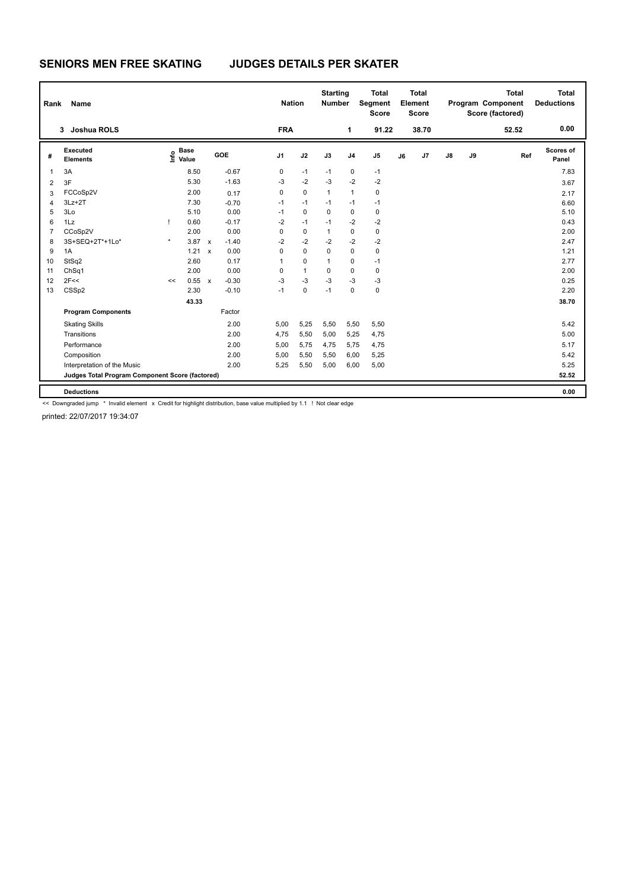## SENIORS MEN FREE SKATING JUDGES DETAILS PER SKATER

| Rank | Name | Nation | Starting Number | Total Segment Score | Total Element Score | Total Program Component Score (factored) | Total Deductions |
|---|---|---|---|---|---|---|---|
| 3 | Joshua ROLS | FRA | 1 | 91.22 | 38.70 | 52.52 | 0.00 |

| # | Executed Elements | Info | Base Value | | GOE | J1 | J2 | J3 | J4 | J5 | J6 | J7 | J8 | J9 | Ref | Scores of Panel |
|---|---|---|---|---|---|---|---|---|---|---|---|---|---|---|---|---|
| 1 | 3A | | 8.50 | | -0.67 | 0 | -1 | -1 | 0 | -1 | | | | | | 7.83 |
| 2 | 3F | | 5.30 | | -1.63 | -3 | -2 | -3 | -2 | -2 | | | | | | 3.67 |
| 3 | FCCoSp2V | | 2.00 | | 0.17 | 0 | 0 | 1 | 1 | 0 | | | | | | 2.17 |
| 4 | 3Lz+2T | | 7.30 | | -0.70 | -1 | -1 | -1 | -1 | -1 | | | | | | 6.60 |
| 5 | 3Lo | | 5.10 | | 0.00 | -1 | 0 | 0 | 0 | 0 | | | | | | 5.10 |
| 6 | 1Lz | ! | 0.60 | | -0.17 | -2 | -1 | -1 | -2 | -2 | | | | | | 0.43 |
| 7 | CCoSp2V | | 2.00 | | 0.00 | 0 | 0 | 1 | 0 | 0 | | | | | | 2.00 |
| 8 | 3S+SEQ+2T*+1Lo* | * | 3.87 | x | -1.40 | -2 | -2 | -2 | -2 | -2 | | | | | | 2.47 |
| 9 | 1A | | 1.21 | x | 0.00 | 0 | 0 | 0 | 0 | 0 | | | | | | 1.21 |
| 10 | StSq2 | | 2.60 | | 0.17 | 1 | 0 | 1 | 0 | -1 | | | | | | 2.77 |
| 11 | ChSq1 | | 2.00 | | 0.00 | 0 | 1 | 0 | 0 | 0 | | | | | | 2.00 |
| 12 | 2F<< | << | 0.55 | x | -0.30 | -3 | -3 | -3 | -3 | -3 | | | | | | 0.25 |
| 13 | CSSp2 | | 2.30 | | -0.10 | -1 | 0 | -1 | 0 | 0 | | | | | | 2.20 |
| | | | 43.33 | | | | | | | | | | | | | 38.70 |
| | **Program Components** | | | | Factor | | | | | | | | | | | |
| | Skating Skills | | | | 2.00 | 5,00 | 5,25 | 5,50 | 5,50 | 5,50 | | | | | | 5.42 |
| | Transitions | | | | 2.00 | 4,75 | 5,50 | 5,00 | 5,25 | 4,75 | | | | | | 5.00 |
| | Performance | | | | 2.00 | 5,00 | 5,75 | 4,75 | 5,75 | 4,75 | | | | | | 5.17 |
| | Composition | | | | 2.00 | 5,00 | 5,50 | 5,50 | 6,00 | 5,25 | | | | | | 5.42 |
| | Interpretation of the Music | | | | 2.00 | 5,25 | 5,50 | 5,00 | 6,00 | 5,00 | | | | | | 5.25 |
| | **Judges Total Program Component Score (factored)** | | | | | | | | | | | | | | | 52.52 |
| | **Deductions** | | | | | | | | | | | | | | | 0.00 |

<< Downgraded jump * Invalid element x Credit for highlight distribution, base value multiplied by 1.1 ! Not clear edge

printed: 22/07/2017 19:34:07